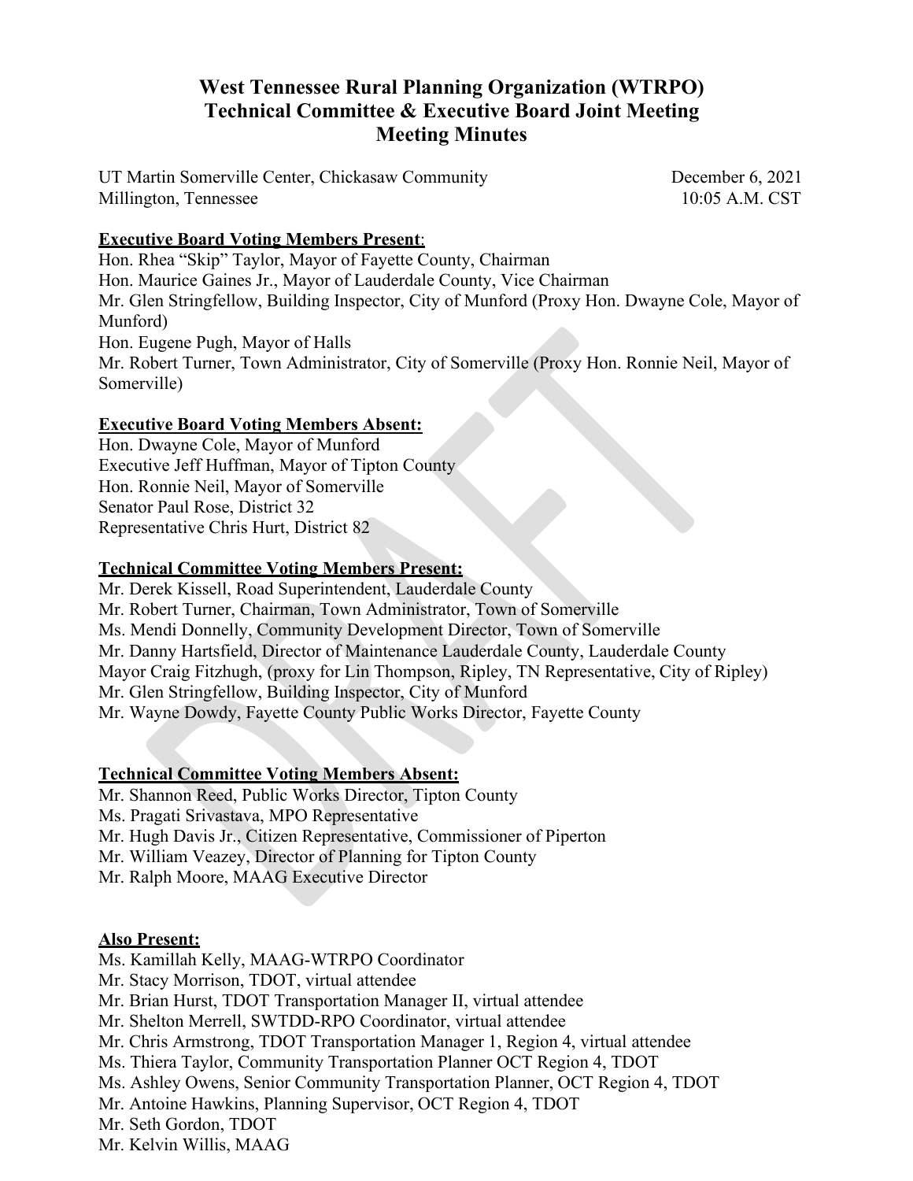# West Tennessee Rural Planning Organization (WTRPO)
# Technical Committee & Executive Board Joint Meeting
# Meeting Minutes

UT Martin Somerville Center, Chickasaw Community — December 6, 2021
Millington, Tennessee — 10:05 A.M. CST

**Executive Board Voting Members Present**:

Hon. Rhea "Skip" Taylor, Mayor of Fayette County, Chairman
Hon. Maurice Gaines Jr., Mayor of Lauderdale County, Vice Chairman
Mr. Glen Stringfellow, Building Inspector, City of Munford (Proxy Hon. Dwayne Cole, Mayor of Munford)
Hon. Eugene Pugh, Mayor of Halls
Mr. Robert Turner, Town Administrator, City of Somerville (Proxy Hon. Ronnie Neil, Mayor of Somerville)

**Executive Board Voting Members Absent:**

Hon. Dwayne Cole, Mayor of Munford
Executive Jeff Huffman, Mayor of Tipton County
Hon. Ronnie Neil, Mayor of Somerville
Senator Paul Rose, District 32
Representative Chris Hurt, District 82

**Technical Committee Voting Members Present:**

Mr. Derek Kissell, Road Superintendent, Lauderdale County
Mr. Robert Turner, Chairman, Town Administrator, Town of Somerville
Ms. Mendi Donnelly, Community Development Director, Town of Somerville
Mr. Danny Hartsfield, Director of Maintenance Lauderdale County, Lauderdale County
Mayor Craig Fitzhugh, (proxy for Lin Thompson, Ripley, TN Representative, City of Ripley)
Mr. Glen Stringfellow, Building Inspector, City of Munford
Mr. Wayne Dowdy, Fayette County Public Works Director, Fayette County

**Technical Committee Voting Members Absent:**

Mr. Shannon Reed, Public Works Director, Tipton County
Ms. Pragati Srivastava, MPO Representative
Mr. Hugh Davis Jr., Citizen Representative, Commissioner of Piperton
Mr. William Veazey, Director of Planning for Tipton County
Mr. Ralph Moore, MAAG Executive Director

**Also Present:**

Ms. Kamillah Kelly, MAAG-WTRPO Coordinator
Mr. Stacy Morrison, TDOT, virtual attendee
Mr. Brian Hurst, TDOT Transportation Manager II, virtual attendee
Mr. Shelton Merrell, SWTDD-RPO Coordinator, virtual attendee
Mr. Chris Armstrong, TDOT Transportation Manager 1, Region 4, virtual attendee
Ms. Thiera Taylor, Community Transportation Planner OCT Region 4, TDOT
Ms. Ashley Owens, Senior Community Transportation Planner, OCT Region 4, TDOT
Mr. Antoine Hawkins, Planning Supervisor, OCT Region 4, TDOT
Mr. Seth Gordon, TDOT
Mr. Kelvin Willis, MAAG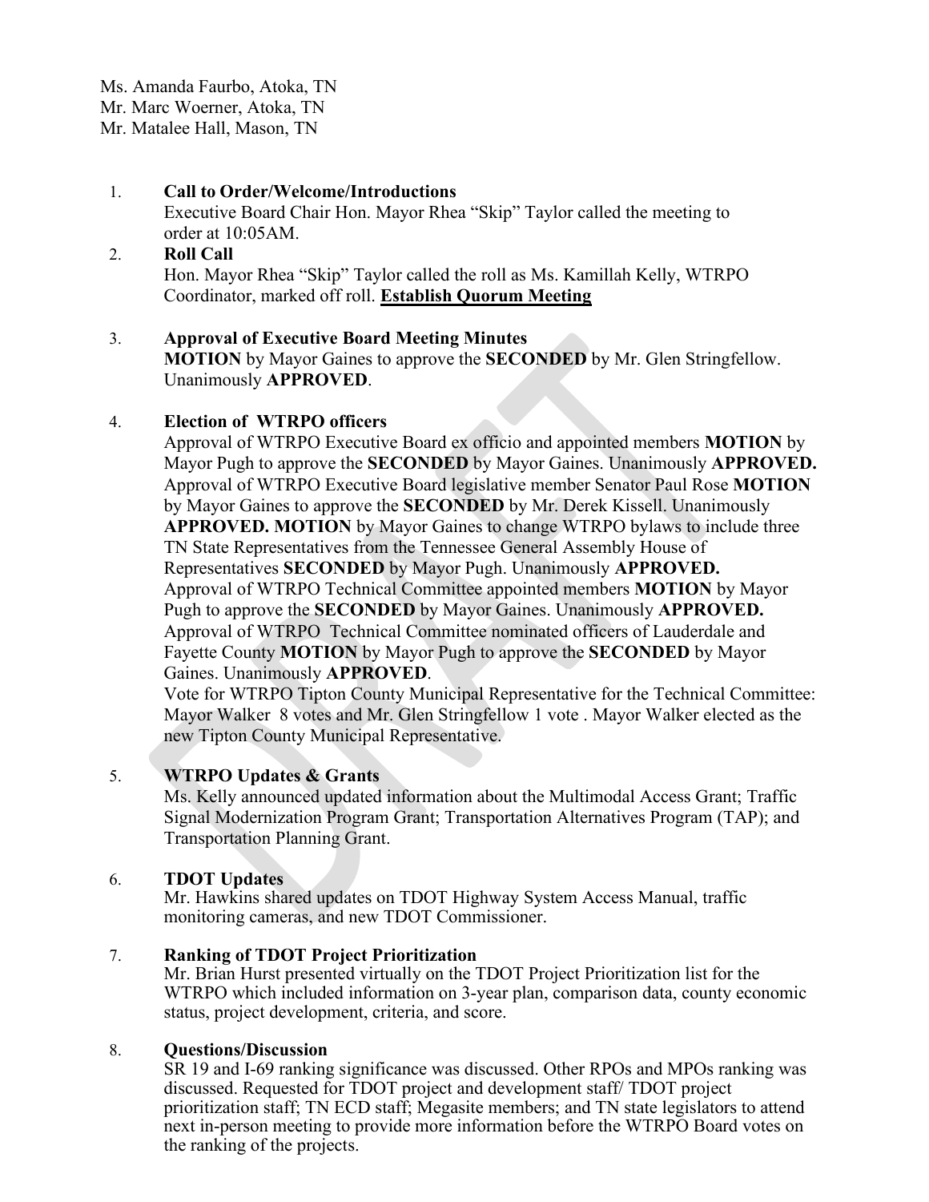Ms. Amanda Faurbo, Atoka, TN
Mr. Marc Woerner, Atoka, TN
Mr. Matalee Hall, Mason, TN

1. **Call to Order/Welcome/Introductions**
   Executive Board Chair Hon. Mayor Rhea "Skip" Taylor called the meeting to order at 10:05AM.

2. **Roll Call**
   Hon. Mayor Rhea "Skip" Taylor called the roll as Ms. Kamillah Kelly, WTRPO Coordinator, marked off roll. **Establish Quorum Meeting**

3. **Approval of Executive Board Meeting Minutes**
   **MOTION** by Mayor Gaines to approve the **SECONDED** by Mr. Glen Stringfellow. Unanimously **APPROVED**.

4. **Election of WTRPO officers**
   Approval of WTRPO Executive Board ex officio and appointed members **MOTION** by Mayor Pugh to approve the **SECONDED** by Mayor Gaines. Unanimously **APPROVED.** Approval of WTRPO Executive Board legislative member Senator Paul Rose **MOTION** by Mayor Gaines to approve the **SECONDED** by Mr. Derek Kissell. Unanimously **APPROVED. MOTION** by Mayor Gaines to change WTRPO bylaws to include three TN State Representatives from the Tennessee General Assembly House of Representatives **SECONDED** by Mayor Pugh. Unanimously **APPROVED.** Approval of WTRPO Technical Committee appointed members **MOTION** by Mayor Pugh to approve the **SECONDED** by Mayor Gaines. Unanimously **APPROVED.** Approval of WTRPO Technical Committee nominated officers of Lauderdale and Fayette County **MOTION** by Mayor Pugh to approve the **SECONDED** by Mayor Gaines. Unanimously **APPROVED**.
   Vote for WTRPO Tipton County Municipal Representative for the Technical Committee: Mayor Walker 8 votes and Mr. Glen Stringfellow 1 vote . Mayor Walker elected as the new Tipton County Municipal Representative.

5. **WTRPO Updates & Grants**
   Ms. Kelly announced updated information about the Multimodal Access Grant; Traffic Signal Modernization Program Grant; Transportation Alternatives Program (TAP); and Transportation Planning Grant.

6. **TDOT Updates**
   Mr. Hawkins shared updates on TDOT Highway System Access Manual, traffic monitoring cameras, and new TDOT Commissioner.

7. **Ranking of TDOT Project Prioritization**
   Mr. Brian Hurst presented virtually on the TDOT Project Prioritization list for the WTRPO which included information on 3-year plan, comparison data, county economic status, project development, criteria, and score.

8. **Questions/Discussion**
   SR 19 and I-69 ranking significance was discussed. Other RPOs and MPOs ranking was discussed. Requested for TDOT project and development staff/ TDOT project prioritization staff; TN ECD staff; Megasite members; and TN state legislators to attend next in-person meeting to provide more information before the WTRPO Board votes on the ranking of the projects.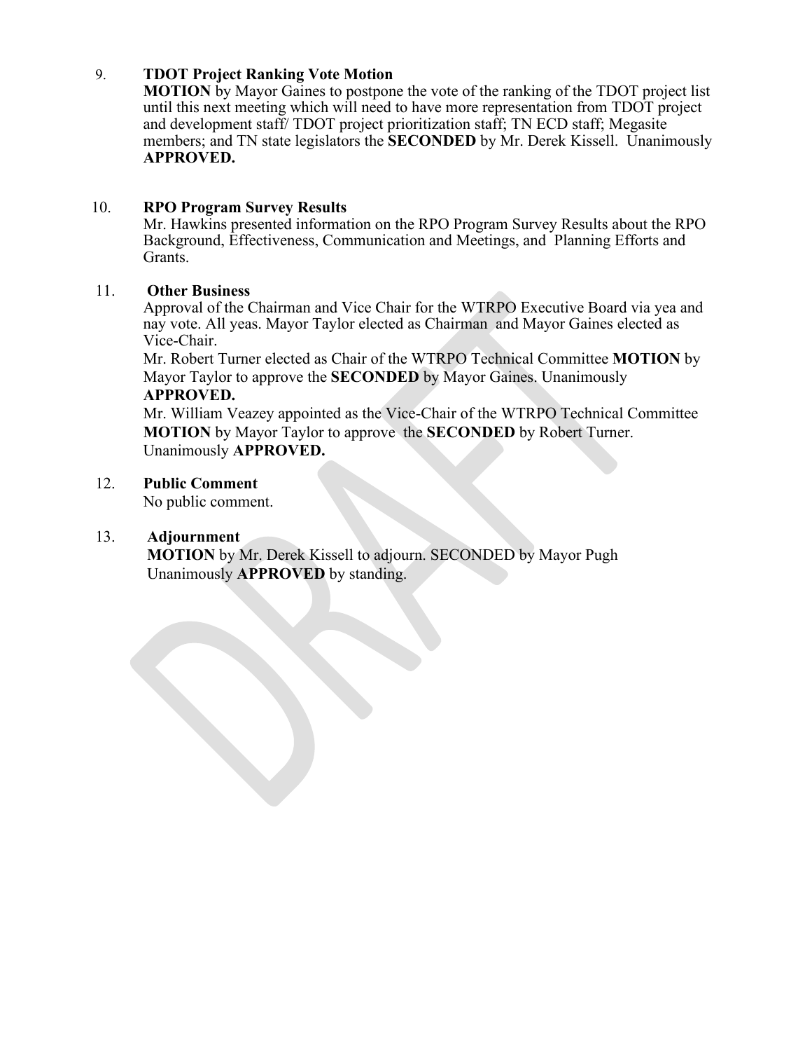9. **TDOT Project Ranking Vote Motion**
   **MOTION** by Mayor Gaines to postpone the vote of the ranking of the TDOT project list until this next meeting which will need to have more representation from TDOT project and development staff/ TDOT project prioritization staff; TN ECD staff; Megasite members; and TN state legislators the **SECONDED** by Mr. Derek Kissell. Unanimously **APPROVED.**

10. **RPO Program Survey Results**
    Mr. Hawkins presented information on the RPO Program Survey Results about the RPO Background, Effectiveness, Communication and Meetings, and Planning Efforts and Grants.

11. **Other Business**
    Approval of the Chairman and Vice Chair for the WTRPO Executive Board via yea and nay vote. All yeas. Mayor Taylor elected as Chairman and Mayor Gaines elected as Vice-Chair.
    Mr. Robert Turner elected as Chair of the WTRPO Technical Committee **MOTION** by Mayor Taylor to approve the **SECONDED** by Mayor Gaines. Unanimously **APPROVED.**
    Mr. William Veazey appointed as the Vice-Chair of the WTRPO Technical Committee **MOTION** by Mayor Taylor to approve the **SECONDED** by Robert Turner. Unanimously **APPROVED.**

12. **Public Comment**
    No public comment.

13. **Adjournment**
    **MOTION** by Mr. Derek Kissell to adjourn. SECONDED by Mayor Pugh Unanimously **APPROVED** by standing.